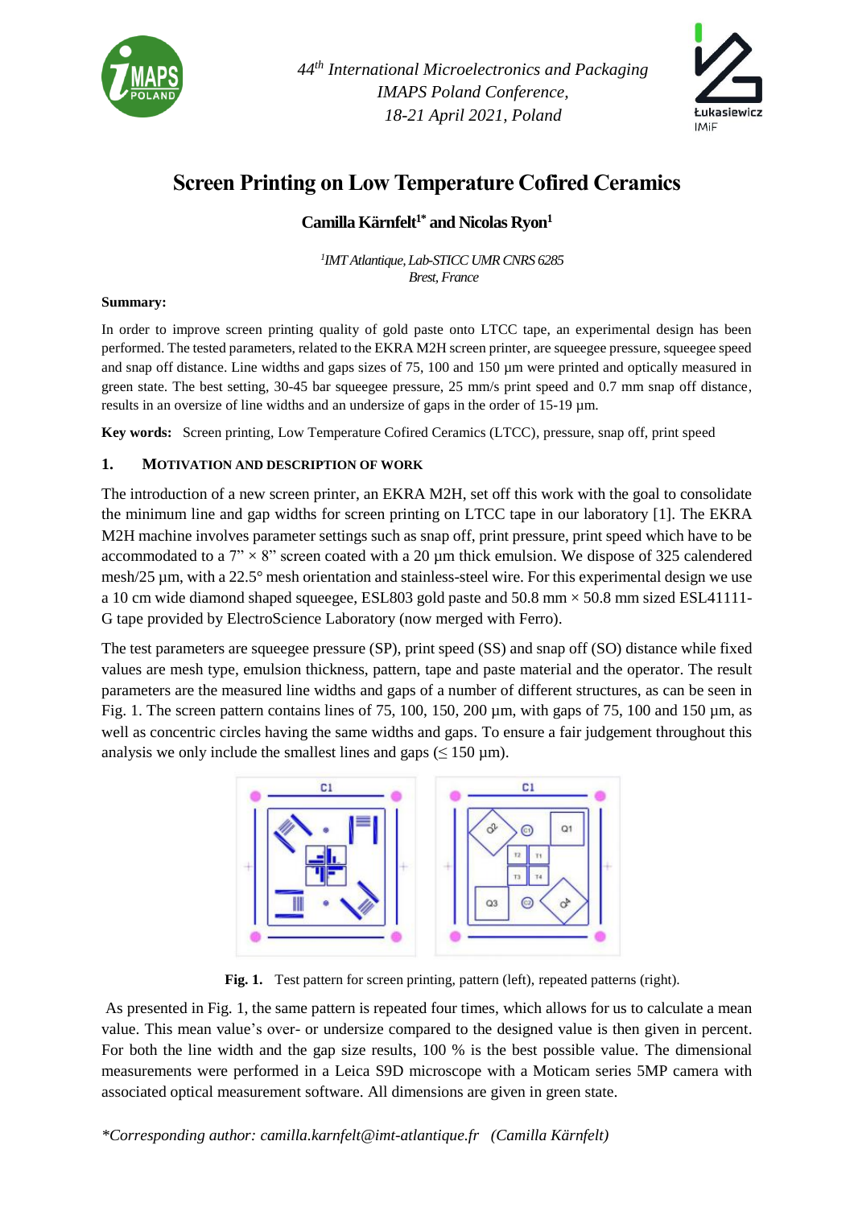# Screen Printing on Low Temperature Cofired Ceramics

**Camilla Kärnfelt[1*] and Nicolas Ryon[1]**

*[1]IMT Atlantique, Lab-STICC UMR CNRS 6285*
*Brest, France*

**Summary:**

In order to improve screen printing quality of gold paste onto LTCC tape, an experimental design has been performed. The tested parameters, related to the EKRA M2H screen printer, are squeegee pressure, squeegee speed and snap off distance. Line widths and gaps sizes of 75, 100 and 150 µm were printed and optically measured in green state. The best setting, 30-45 bar squeegee pressure, 25 mm/s print speed and 0.7 mm snap off distance, results in an oversize of line widths and an undersize of gaps in the order of 15-19 µm.

**Key words:** Screen printing, Low Temperature Cofired Ceramics (LTCC), pressure, snap off, print speed

## 1. Motivation and Description of Work

The introduction of a new screen printer, an EKRA M2H, set off this work with the goal to consolidate the minimum line and gap widths for screen printing on LTCC tape in our laboratory [1]. The EKRA M2H machine involves parameter settings such as snap off, print pressure, print speed which have to be accommodated to a 7" × 8" screen coated with a 20 µm thick emulsion. We dispose of 325 calendered mesh/25 µm, with a 22.5° mesh orientation and stainless-steel wire. For this experimental design we use a 10 cm wide diamond shaped squeegee, ESL803 gold paste and 50.8 mm × 50.8 mm sized ESL41111-G tape provided by ElectroScience Laboratory (now merged with Ferro).

The test parameters are squeegee pressure (SP), print speed (SS) and snap off (SO) distance while fixed values are mesh type, emulsion thickness, pattern, tape and paste material and the operator. The result parameters are the measured line widths and gaps of a number of different structures, as can be seen in Fig. 1. The screen pattern contains lines of 75, 100, 150, 200 µm, with gaps of 75, 100 and 150 µm, as well as concentric circles having the same widths and gaps. To ensure a fair judgement throughout this analysis we only include the smallest lines and gaps (≤ 150 µm).

**Fig. 1.** Test pattern for screen printing, pattern (left), repeated patterns (right).

As presented in Fig. 1, the same pattern is repeated four times, which allows for us to calculate a mean value. This mean value's over- or undersize compared to the designed value is then given in percent. For both the line width and the gap size results, 100 % is the best possible value. The dimensional measurements were performed in a Leica S9D microscope with a Moticam series 5MP camera with associated optical measurement software. All dimensions are given in green state.

*\*Corresponding author: camilla.karnfelt@imt-atlantique.fr (Camilla Kärnfelt)*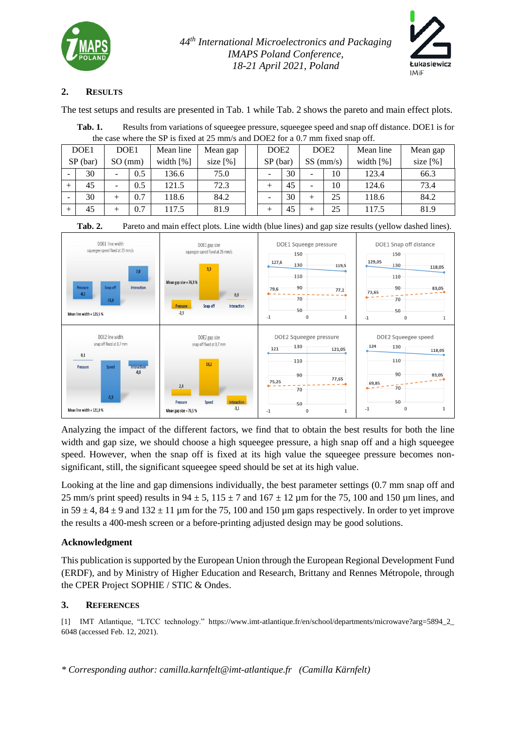## 2. RESULTS

The test setups and results are presented in Tab. 1 while Tab. 2 shows the pareto and main effect plots.

**Tab. 1.** Results from variations of squeegee pressure, squeegee speed and snap off distance. DOE1 is for the case where the SP is fixed at 25 mm/s and DOE2 for a 0.7 mm fixed snap off.

| DOE1 SP (bar) | | DOE1 SO (mm) | | Mean line width [%] | Mean gap size [%] | | DOE2 SP (bar) | | DOE2 SS (mm/s) | | Mean line width [%] | Mean gap size [%] |
|---|---|---|---|---|---|---|---|---|---|---|---|---|
| - | 30 | - | 0.5 | 136.6 | 75.0 | | - | 30 | - | 10 | 123.4 | 66.3 |
| + | 45 | - | 0.5 | 121.5 | 72.3 | | + | 45 | - | 10 | 124.6 | 73.4 |
| - | 30 | + | 0.7 | 118.6 | 84.2 | | - | 30 | + | 25 | 118.6 | 84.2 |
| + | 45 | + | 0.7 | 117.5 | 81.9 | | + | 45 | + | 25 | 117.5 | 81.9 |

**Tab. 2.** Pareto and main effect plots. Line width (blue lines) and gap size results (yellow dashed lines).

DOE1 line width
squeegee speed fixed at 25 mm/s
Pressure -8,1
Snap off -11,0
Interaction 7,0
Mean line width = 123,5 %

DOE1 gap size
squeegee speed fixed at 25 mm/s
Mean gap size = 76,3 %
Pressure -2,3
Snap off 9,3
Interaction 0,0

DOE1 Squeege pressure
150, 130, 110, 90, 70, 50
127,6 119,5
79,6 77,1
-1 0 1

DOE1 Snap off distance
150, 130, 110, 90, 70, 50
129,05 118,05
73,65 83,05
-1 0 1

DOE2 line width
snap off fixed at 0,7 mm
Pressure 0,1
Speed -5,9
Interaction -0,8
Mean line width = 121,0 %

DOE2 gap size
snap off fixed at 0,7 mm
Pressure 2,4
Speed 13,2
Interaction -3,1
Mean gap size = 76,5 %

DOE2 Squeegee pressure
130, 110, 90, 70, 50
121 121,05
75,25 77,65
-1 0 1

DOE2 Squeegee speed
130, 110, 90, 70, 50
124 118,05
69,85 83,05
-1 0 1

Analyzing the impact of the different factors, we find that to obtain the best results for both the line width and gap size, we should choose a high squeegee pressure, a high snap off and a high squeegee speed. However, when the snap off is fixed at its high value the squeegee pressure becomes non-significant, still, the significant squeegee speed should be set at its high value.

Looking at the line and gap dimensions individually, the best parameter settings (0.7 mm snap off and 25 mm/s print speed) results in $94 \pm 5$, $115 \pm 7$ and $167 \pm 12$ µm for the 75, 100 and 150 µm lines, and in $59 \pm 4$, $84 \pm 9$ and $132 \pm 11$ µm for the 75, 100 and 150 µm gaps respectively. In order to yet improve the results a 400-mesh screen or a before-printing adjusted design may be good solutions.

### Acknowledgment

This publication is supported by the European Union through the European Regional Development Fund (ERDF), and by Ministry of Higher Education and Research, Brittany and Rennes Métropole, through the CPER Project SOPHIE / STIC & Ondes.

## 3. REFERENCES

[1] IMT Atlantique, "LTCC technology." https://www.imt-atlantique.fr/en/school/departments/microwave?arg=5894_2_6048 (accessed Feb. 12, 2021).

*\* Corresponding author: camilla.karnfelt@imt-atlantique.fr (Camilla Kärnfelt)*